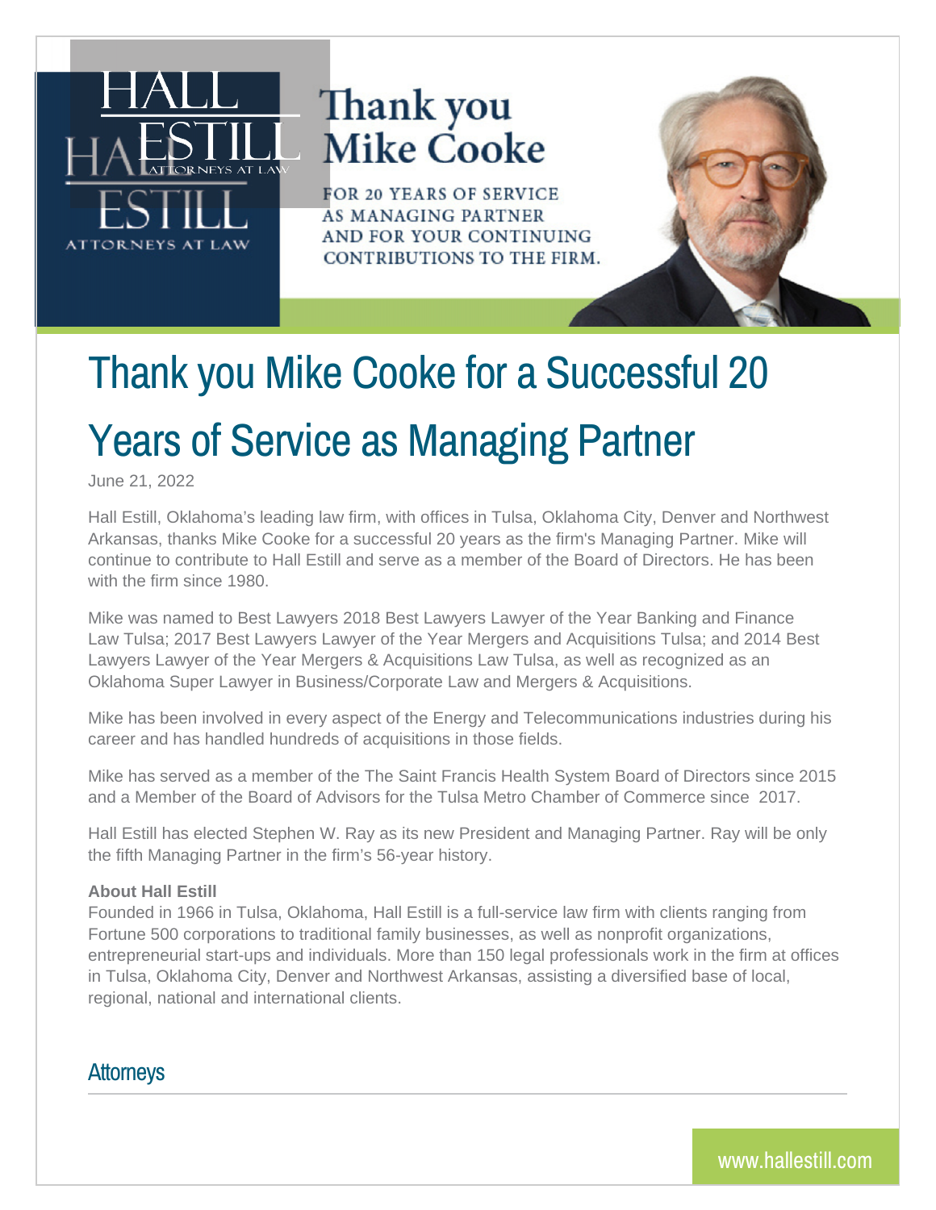Thank you Mike Cooke

FOR 20 YEARS OF SERVICE AS MANAGING PARTNER AND FOR YOUR CONTINUING CONTRIBUTIONS TO THE FIRM.

# Thank you Mike Cooke for a Successful 20 Years of Service as Managing Partner

June 21, 2022

Hall Estill, Oklahoma's leading law firm, with offices in Tulsa, Oklahoma City, Denver and Northwest Arkansas, thanks Mike Cooke for a successful 20 years as the firm's Managing Partner. Mike will continue to contribute to Hall Estill and serve as a member of the Board of Directors. He has been with the firm since 1980.

Mike was named to Best Lawyers 2018 Best Lawyers Lawyer of the Year Banking and Finance Law Tulsa; 2017 Best Lawyers Lawyer of the Year Mergers and Acquisitions Tulsa; and 2014 Best Lawyers Lawyer of the Year Mergers & Acquisitions Law Tulsa, as well as recognized as an Oklahoma Super Lawyer in Business/Corporate Law and Mergers & Acquisitions.

Mike has been involved in every aspect of the Energy and Telecommunications industries during his career and has handled hundreds of acquisitions in those fields.

Mike has served as a member of the The Saint Francis Health System Board of Directors since 2015 and a Member of the Board of Advisors for the Tulsa Metro Chamber of Commerce since 2017.

Hall Estill has elected Stephen W. Ray as its new President and Managing Partner. Ray will be only the fifth Managing Partner in the firm's 56-year history.

**About Hall Estill**

Founded in 1966 in Tulsa, Oklahoma, Hall Estill is a full-service law firm with clients ranging from Fortune 500 corporations to traditional family businesses, as well as nonprofit organizations, entrepreneurial start-ups and individuals. More than 150 legal professionals work in the firm at offices in Tulsa, Oklahoma City, Denver and Northwest Arkansas, assisting a diversified base of local, regional, national and international clients.

## Attorneys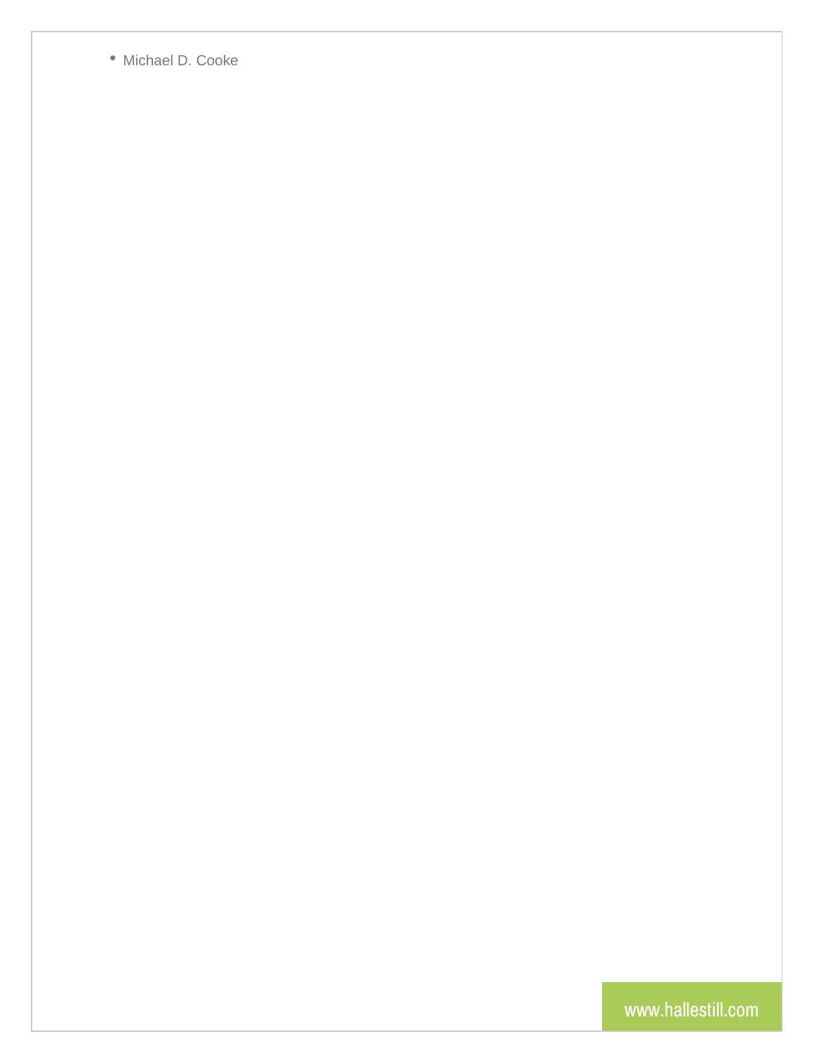- Michael D. Cooke